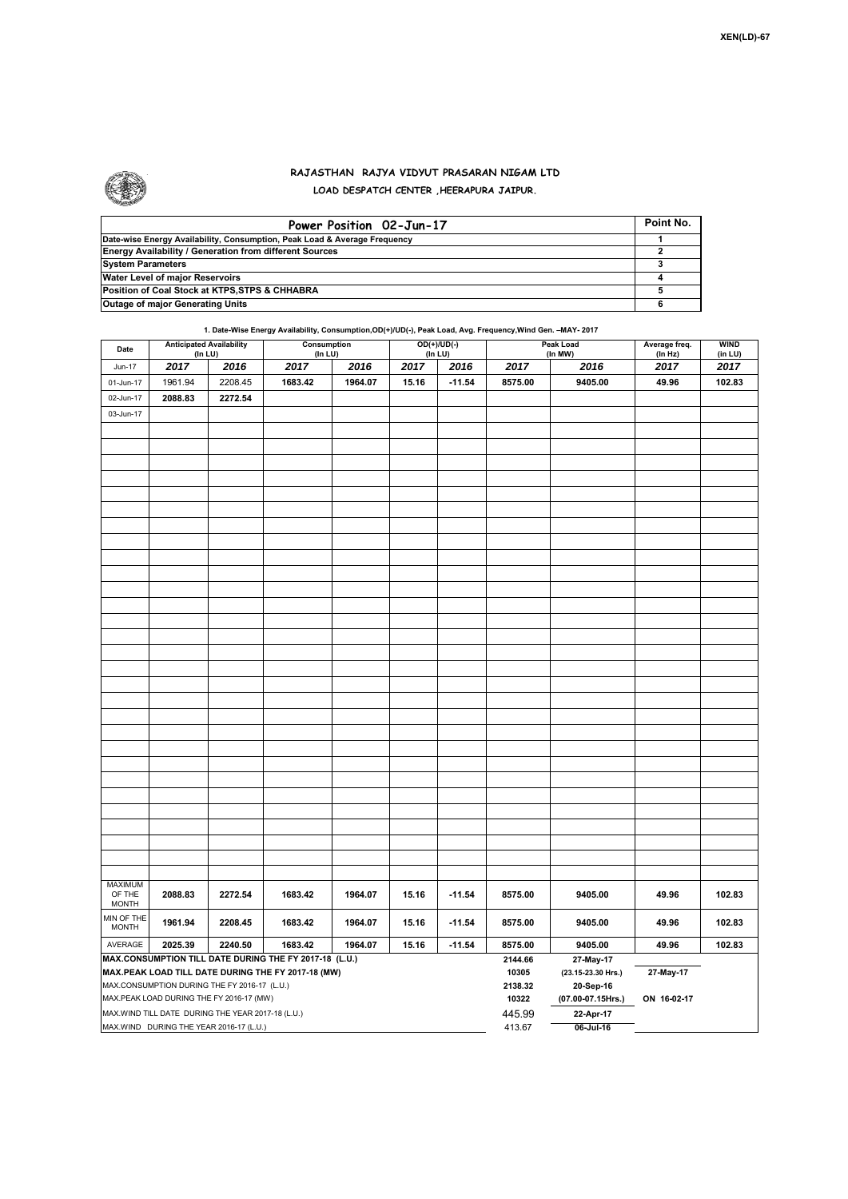XEN(LD)-67

## RAJASTHAN RAJYA VIDYUT PRASARAN NIGAM LTD
### LOAD DESPATCH CENTER ,HEERAPURA JAIPUR.

| Power Position 02-Jun-17 | Point No. |
|---|---|
| Date-wise Energy Availability, Consumption, Peak Load & Average Frequency | 1 |
| Energy Availability / Generation from different Sources | 2 |
| System Parameters | 3 |
| Water Level of major Reservoirs | 4 |
| Position of Coal Stock at KTPS,STPS & CHHABRA | 5 |
| Outage of major Generating Units | 6 |

**1. Date-Wise Energy Availability, Consumption,OD(+)/UD(-), Peak Load, Avg. Frequency,Wind Gen. –MAY- 2017**

| Date | Anticipated Availability (In LU) | | Consumption (In LU) | | OD(+)/UD(-) (In LU) | | Peak Load (In MW) | | Average freq. (In Hz) | WIND (in LU) |
|---|---|---|---|---|---|---|---|---|---|---|
| Jun-17 | 2017 | 2016 | 2017 | 2016 | 2017 | 2016 | 2017 | 2016 | 2017 | 2017 |
| 01-Jun-17 | 1961.94 | 2208.45 | 1683.42 | 1964.07 | 15.16 | -11.54 | 8575.00 | 9405.00 | 49.96 | 102.83 |
| 02-Jun-17 | 2088.83 | 2272.54 | | | | | | | | |
| 03-Jun-17 | | | | | | | | | | |
| MAXIMUM OF THE MONTH | 2088.83 | 2272.54 | 1683.42 | 1964.07 | 15.16 | -11.54 | 8575.00 | 9405.00 | 49.96 | 102.83 |
| MIN OF THE MONTH | 1961.94 | 2208.45 | 1683.42 | 1964.07 | 15.16 | -11.54 | 8575.00 | 9405.00 | 49.96 | 102.83 |
| AVERAGE | 2025.39 | 2240.50 | 1683.42 | 1964.07 | 15.16 | -11.54 | 8575.00 | 9405.00 | 49.96 | 102.83 |
| MAX.CONSUMPTION TILL DATE DURING THE FY 2017-18 (L.U.) | | | | | | | 2144.66 | 27-May-17 | | |
| MAX.PEAK LOAD TILL DATE DURING THE FY 2017-18 (MW) | | | | | | | 10305 | (23.15-23.30 Hrs.) | 27-May-17 | |
| MAX.CONSUMPTION DURING THE FY 2016-17 (L.U.) | | | | | | | 2138.32 | 20-Sep-16 | | |
| MAX.PEAK LOAD DURING THE FY 2016-17 (MW) | | | | | | | 10322 | (07.00-07.15Hrs.) | ON 16-02-17 | |
| MAX.WIND TILL DATE DURING THE YEAR 2017-18 (L.U.) | | | | | | | 445.99 | 22-Apr-17 | | |
| MAX.WIND DURING THE YEAR 2016-17 (L.U.) | | | | | | | 413.67 | 06-Jul-16 | | |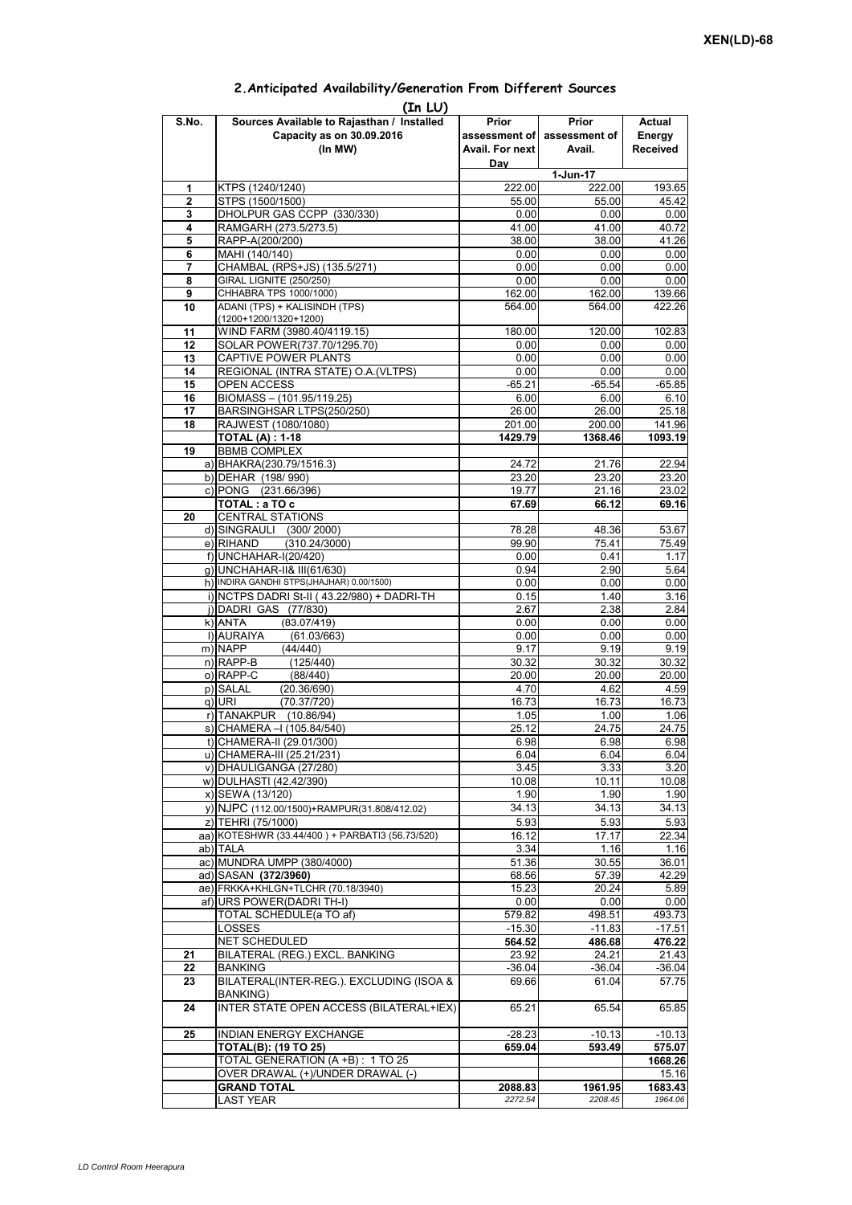## 2.Anticipated Availability/Generation From Different Sources

**(In LU)**

| S.No. | Sources Available to Rajasthan / Installed Capacity as on 30.09.2016 (In MW) | Prior assessment of Avail. For next Day | Prior assessment of Avail. | Actual Energy Received |
|---|---|---|---|---|
| | | | 1-Jun-17 | |
| 1 | KTPS (1240/1240) | 222.00 | 222.00 | 193.65 |
| 2 | STPS (1500/1500) | 55.00 | 55.00 | 45.42 |
| 3 | DHOLPUR GAS CCPP (330/330) | 0.00 | 0.00 | 0.00 |
| 4 | RAMGARH (273.5/273.5) | 41.00 | 41.00 | 40.72 |
| 5 | RAPP-A(200/200) | 38.00 | 38.00 | 41.26 |
| 6 | MAHI (140/140) | 0.00 | 0.00 | 0.00 |
| 7 | CHAMBAL (RPS+JS) (135.5/271) | 0.00 | 0.00 | 0.00 |
| 8 | GIRAL LIGNITE (250/250) | 0.00 | 0.00 | 0.00 |
| 9 | CHHABRA TPS 1000/1000) | 162.00 | 162.00 | 139.66 |
| 10 | ADANI (TPS) + KALISINDH (TPS) (1200+1200/1320+1200) | 564.00 | 564.00 | 422.26 |
| 11 | WIND FARM (3980.40/4119.15) | 180.00 | 120.00 | 102.83 |
| 12 | SOLAR POWER(737.70/1295.70) | 0.00 | 0.00 | 0.00 |
| 13 | CAPTIVE POWER PLANTS | 0.00 | 0.00 | 0.00 |
| 14 | REGIONAL (INTRA STATE) O.A.(VLTPS) | 0.00 | 0.00 | 0.00 |
| 15 | OPEN ACCESS | -65.21 | -65.54 | -65.85 |
| 16 | BIOMASS – (101.95/119.25) | 6.00 | 6.00 | 6.10 |
| 17 | BARSINGHSAR LTPS(250/250) | 26.00 | 26.00 | 25.18 |
| 18 | RAJWEST (1080/1080) | 201.00 | 200.00 | 141.96 |
| | **TOTAL (A) : 1-18** | **1429.79** | **1368.46** | **1093.19** |
| 19 | BBMB COMPLEX | | | |
| | a) BHAKRA(230.79/1516.3) | 24.72 | 21.76 | 22.94 |
| | b) DEHAR (198/ 990) | 23.20 | 23.20 | 23.20 |
| | c) PONG (231.66/396) | 19.77 | 21.16 | 23.02 |
| | **TOTAL : a TO c** | **67.69** | **66.12** | **69.16** |
| 20 | CENTRAL STATIONS | | | |
| | d) SINGRAULI (300/ 2000) | 78.28 | 48.36 | 53.67 |
| | e) RIHAND (310.24/3000) | 99.90 | 75.41 | 75.49 |
| | f) UNCHAHAR-I(20/420) | 0.00 | 0.41 | 1.17 |
| | g) UNCHAHAR-II& III(61/630) | 0.94 | 2.90 | 5.64 |
| | h) INDIRA GANDHI STPS(JHAJHAR) 0.00/1500) | 0.00 | 0.00 | 0.00 |
| | i) NCTPS DADRI St-II ( 43.22/980) + DADRI-TH | 0.15 | 1.40 | 3.16 |
| | j) DADRI GAS (77/830) | 2.67 | 2.38 | 2.84 |
| | k) ANTA (83.07/419) | 0.00 | 0.00 | 0.00 |
| | l) AURAIYA (61.03/663) | 0.00 | 0.00 | 0.00 |
| | m) NAPP (44/440) | 9.17 | 9.19 | 9.19 |
| | n) RAPP-B (125/440) | 30.32 | 30.32 | 30.32 |
| | o) RAPP-C (88/440) | 20.00 | 20.00 | 20.00 |
| | p) SALAL (20.36/690) | 4.70 | 4.62 | 4.59 |
| | q) URI (70.37/720) | 16.73 | 16.73 | 16.73 |
| | r) TANAKPUR (10.86/94) | 1.05 | 1.00 | 1.06 |
| | s) CHAMERA –I (105.84/540) | 25.12 | 24.75 | 24.75 |
| | t) CHAMERA-II (29.01/300) | 6.98 | 6.98 | 6.98 |
| | u) CHAMERA-III (25.21/231) | 6.04 | 6.04 | 6.04 |
| | v) DHAULIGANGA (27/280) | 3.45 | 3.33 | 3.20 |
| | w) DULHASTI (42.42/390) | 10.08 | 10.11 | 10.08 |
| | x) SEWA (13/120) | 1.90 | 1.90 | 1.90 |
| | y) NJPC (112.00/1500)+RAMPUR(31.808/412.02) | 34.13 | 34.13 | 34.13 |
| | z) TEHRI (75/1000) | 5.93 | 5.93 | 5.93 |
| | aa) KOTESHWR (33.44/400 ) + PARBATI3 (56.73/520) | 16.12 | 17.17 | 22.34 |
| | ab) TALA | 3.34 | 1.16 | 1.16 |
| | ac) MUNDRA UMPP (380/4000) | 51.36 | 30.55 | 36.01 |
| | ad) SASAN **(372/3960)** | 68.56 | 57.39 | 42.29 |
| | ae) FRKKA+KHLGN+TLCHR (70.18/3940) | 15.23 | 20.24 | 5.89 |
| | af) URS POWER(DADRI TH-I) | 0.00 | 0.00 | 0.00 |
| | TOTAL SCHEDULE(a TO af) | 579.82 | 498.51 | 493.73 |
| | LOSSES | -15.30 | -11.83 | -17.51 |
| | NET SCHEDULED | **564.52** | **486.68** | **476.22** |
| 21 | BILATERAL (REG.) EXCL. BANKING | 23.92 | 24.21 | 21.43 |
| 22 | BANKING | -36.04 | -36.04 | -36.04 |
| 23 | BILATERAL(INTER-REG.). EXCLUDING (ISOA & BANKING) | 69.66 | 61.04 | 57.75 |
| 24 | INTER STATE OPEN ACCESS (BILATERAL+IEX) | 65.21 | 65.54 | 65.85 |
| 25 | INDIAN ENERGY EXCHANGE | -28.23 | -10.13 | -10.13 |
| | **TOTAL(B): (19 TO 25)** | **659.04** | **593.49** | **575.07** |
| | TOTAL GENERATION (A +B) : 1 TO 25 | | | **1668.26** |
| | OVER DRAWAL (+)/UNDER DRAWAL (-) | | | 15.16 |
| | **GRAND TOTAL** | **2088.83** | **1961.95** | **1683.43** |
| | LAST YEAR | *2272.54* | *2208.45* | *1964.06* |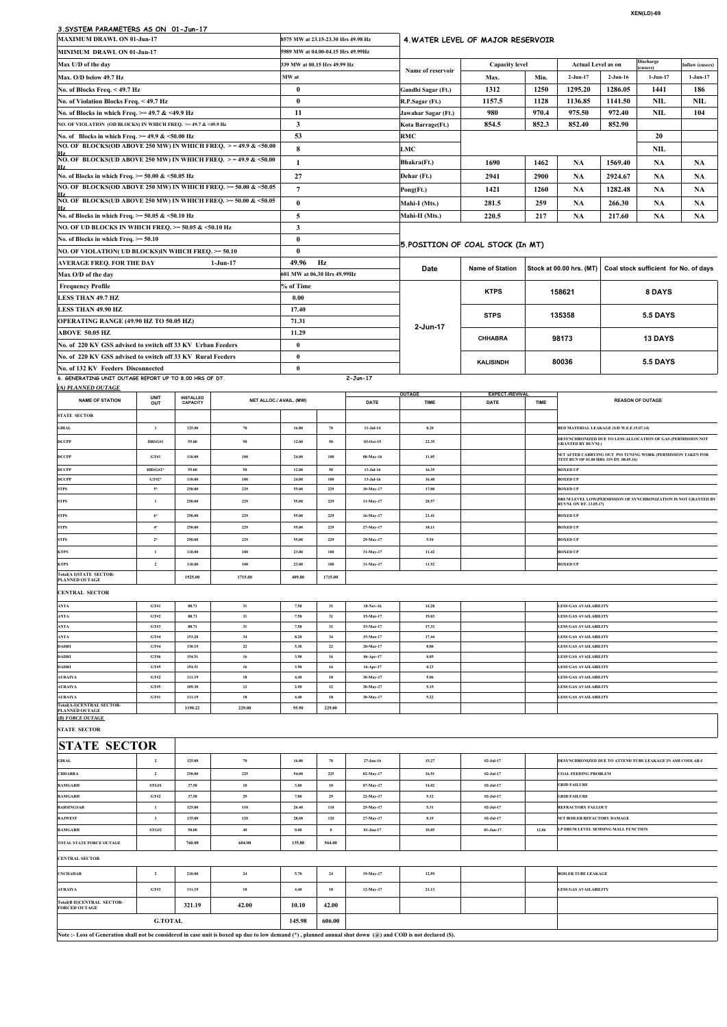XEN(LD)-69

### 3.SYSTEM PARAMETERS AS ON 01-Jun-17

| | |
|---|---|
| MAXIMUM DRAWL ON 01-Jun-17 | 8575 MW at 23.15-23.30 Hrs 49.98 Hz |
| MINIMUM DRAWL ON 01-Jun-17 | 5989 MW at 04.00-04.15 Hrs 49.99Hz |
| Max U/D of the day | 339 MW at 00.15 Hrs 49.99 Hz |
| Max. O/D below 49.7 Hz | MW at |
| No. of Blocks Freq. < 49.7 Hz | 0 |
| No. of Violation Blocks Freq. < 49.7 Hz | 0 |
| No. of Blocks in which Freq. >= 49.7 & <49.9 Hz | 11 |
| NO. OF VIOLATION (OD BLOCKS) IN WHICH FREQ. >= 49.7 & <49.9 Hz | 3 |
| No. of Blocks in which Freq. >= 49.9 & <50.00 Hz | 53 |
| NO. OF BLOCKS(OD ABOVE 250 MW) IN WHICH FREQ. > = 49.9 & <50.00 Hz | 8 |
| NO. OF BLOCKS(UD ABOVE 250 MW) IN WHICH FREQ. > = 49.9 & <50.00 Hz | 1 |
| No. of Blocks in which Freq. >= 50.00 & <50.05 Hz | 27 |
| NO. OF BLOCKS(OD ABOVE 250 MW) IN WHICH FREQ. >= 50.00 & <50.05 Hz | 7 |
| NO. OF BLOCKS(UD ABOVE 250 MW) IN WHICH FREQ. >= 50.00 & <50.05 Hz | 0 |
| No. of Blocks in which Freq. >= 50.05 & <50.10 Hz | 5 |
| NO. OF UD BLOCKS IN WHICH FREQ. >= 50.05 & <50.10 Hz | 3 |
| No. of Blocks in which Freq. >= 50.10 | 0 |
| NO. OF VIOLATION( UD BLOCKS)IN WHICH FREQ. >= 50.10 | 0 |
| AVERAGE FREQ. FOR THE DAY 1-Jun-17 | 49.96 Hz |
| Max O/D of the day | 601 MW at 06.30 Hrs 49.99Hz |
| Frequency Profile | % of Time |
| LESS THAN 49.7 HZ | 0.00 |
| LESS THAN 49.90 HZ | 17.40 |
| OPERATING RANGE (49.90 HZ TO 50.05 HZ) | 71.31 |
| ABOVE 50.05 HZ | 11.29 |
| No. of 220 KV GSS advised to switch off 33 KV Urban Feeders | 0 |
| No. of 220 KV GSS advised to switch off 33 KV Rural Feeders | 0 |
| No. of 132 KV Feeders Disconnected | 0 |

### 4.WATER LEVEL OF MAJOR RESERVOIR

| Name of reservoir | Capacity level | | Actual Level as on | | Discharge (cusecs) | Inflow (cusecs) |
|---|---|---|---|---|---|---|
| | Max. | Min. | 2-Jun-17 | 2-Jun-16 | 1-Jun-17 | 1-Jun-17 |
| Gandhi Sagar (Ft.) | 1312 | 1250 | 1295.20 | 1286.05 | 1441 | 186 |
| R.P.Sagar (Ft.) | 1157.5 | 1128 | 1136.85 | 1141.50 | NIL | NIL |
| Jawahar Sagar (Ft.) | 980 | 970.4 | 975.50 | 972.40 | NIL | 104 |
| Kota Barrage(Ft.) | 854.5 | 852.3 | 852.40 | 852.90 | | |
| RMC | | | | | 20 | |
| LMC | | | | | NIL | |
| Bhakra(Ft.) | 1690 | 1462 | NA | 1569.40 | NA | NA |
| Dehar (Ft.) | 2941 | 2900 | NA | 2924.67 | NA | NA |
| Pong(Ft.) | 1421 | 1260 | NA | 1282.48 | NA | NA |
| Mahi-I (Mts.) | 281.5 | 259 | NA | 266.30 | NA | NA |
| Mahi-II (Mts.) | 220.5 | 217 | NA | 217.60 | NA | NA |

### 5.POSITION OF COAL STOCK (In MT)

| Date | Name of Station | Stock at 00.00 hrs. (MT) | Coal stock sufficient for No. of days |
|---|---|---|---|
| 2-Jun-17 | KTPS | 158621 | 8 DAYS |
| | STPS | 135358 | 5.5 DAYS |
| | CHHABRA | 98173 | 13 DAYS |
| | KALISINDH | 80036 | 5.5 DAYS |

### 6. GENERATING UNIT OUTAGE REPORT UP TO 8.00 HRS OF DT. 2-Jun-17

*(A) PLANNED OUTAGE*

| NAME OF STATION | UNIT OUT | INSTALLED CAPACITY | NET ALLOC./ AVAIL. (MW) | | | OUTAGE DATE | OUTAGE TIME | EXPECT./REVIVAL DATE | EXPECT./REVIVAL TIME | REASON OF OUTAGE |
|---|---|---|---|---|---|---|---|---|---|---|
| STATE SECTOR | | | | | | | | | | |
| GIRAL | 1 | 125.00 | 70 | 16.80 | 70 | 11-Jul-14 | 8.20 | | | BED MATERIAL LEAKAGE (S/D W.E.F.15.07.14) |
| DCCPP | HRSG#1 | 55.00 | 50 | 12.00 | 50 | 03-Oct-15 | 22.35 | | | DESYNCHRONIZED DUE TO LESS ALLOCATION OF GAS (PERMISSION NOT GRANTED BY RUVNL) |
| DCCPP | GT#1 | 110.00 | 100 | 24.00 | 100 | 08-May-16 | 11.05 | | | S/T AFTER CARRYING OUT PSS TUNING WORK (PERMISSION TAKEN FOR TEST RUN OF 01.00 HRS. ON DT. 08.05.16) |
| DCCPP | HRSG#2* | 55.00 | 50 | 12.00 | 50 | 13-Jul-16 | 16.35 | | | BOXED UP |
| DCCPP | GT#2* | 110.00 | 100 | 24.00 | 100 | 13-Jul-16 | 16.40 | | | BOXED UP |
| STPS | 5* | 250.00 | 229 | 55.00 | 229 | 10-May-17 | 17.00 | | | BOXED UP |
| STPS | 1 | 250.00 | 229 | 55.00 | 229 | 11-May-17 | 20.57 | | | DRUM LEVEL LOW(PERMISSION OF SYNCHRONIZATION IS NOT GRANTED BY RUVNL ON DT. 13.05.17) |
| STPS | 6* | 250.00 | 229 | 55.00 | 229 | 16-May-17 | 21.41 | | | BOXED UP |
| STPS | 4* | 250.00 | 229 | 55.00 | 229 | 27-May-17 | 18.11 | | | BOXED UP |
| STPS | 2* | 250.00 | 229 | 55.00 | 229 | 29-May-17 | 5.54 | | | BOXED UP |
| KTPS | 1 | 110.00 | 100 | 23.00 | 100 | 31-May-17 | 11.42 | | | BOXED UP |
| KTPS | 2 | 110.00 | 100 | 23.00 | 100 | 31-May-17 | 11.52 | | | BOXED UP |
| Total(A I)STATE SECTOR-PLANNED OUTAGE | | 1925.00 | 1715.00 | 409.80 | 1715.00 | | | | | |
| CENTRAL SECTOR | | | | | | | | | | |
| ANTA | GT#1 | 88.71 | 31 | 7.50 | 31 | 18-Nov-16 | 14.28 | | | LESS GAS AVAILABLITY |
| ANTA | GT#2 | 88.71 | 31 | 7.50 | 31 | 15-Mar-17 | 19.03 | | | LESS GAS AVAILABLITY |
| ANTA | GT#3 | 88.71 | 31 | 7.50 | 31 | 15-Mar-17 | 17.33 | | | LESS GAS AVAILABLITY |
| ANTA | GT#4 | 153.20 | 34 | 8.20 | 34 | 15-Mar-17 | 17.44 | | | LESS GAS AVAILABLITY |
| DADRI | GT#4 | 130.19 | 22 | 5.30 | 22 | 20-Mar-17 | 8.00 | | | LESS GAS AVAILABLITY |
| DADRI | GT#6 | 154.51 | 16 | 3.90 | 16 | 06-Apr-17 | 0.05 | | | LESS GAS AVAILABLITY |
| DADRI | GT#5 | 154.51 | 16 | 3.90 | 16 | 16-Apr-17 | 0.23 | | | LESS GAS AVAILABLITY |
| AURAIYA | GT#2 | 111.19 | 18 | 4.40 | 18 | 30-May-17 | 5.06 | | | LESS GAS AVAILABLITY |
| AURAIYA | GT#5 | 109.30 | 12 | 2.90 | 12 | 30-May-17 | 5.15 | | | LESS GAS AVAILABLITY |
| AURAIYA | GT#1 | 111.19 | 18 | 4.40 | 18 | 30-May-17 | 5.22 | | | LESS GAS AVAILABLITY |
| Total(A-I)CENTRAL SECTOR-PLANNED OUTAGE | | 1190.22 | 229.00 | 55.50 | 229.00 | | | | | |

*(B) FORCE OUTAGE*

| NAME OF STATION | UNIT OUT | INSTALLED CAPACITY | NET ALLOC./ AVAIL. (MW) | | | OUTAGE DATE | OUTAGE TIME | EXPECT./REVIVAL DATE | EXPECT./REVIVAL TIME | REASON OF OUTAGE |
|---|---|---|---|---|---|---|---|---|---|---|
| STATE SECTOR | | | | | | | | | | |
| GIRAL | 2 | 125.00 | 70 | 16.80 | 70 | 27-Jun-16 | 15.27 | 02-Jul-17 | | DESYNCHRONIZED DUE TO ATTEND TUBE LEAKAGE IN ASH COOLAR-I |
| CHHABRA | 2 | 250.00 | 225 | 54.00 | 225 | 02-May-17 | 16.51 | 02-Jul-17 | | COAL FEEDING PROBLEM |
| RAMGARH | STG#1 | 37.50 | 10 | 3.00 | 10 | 07-May-17 | 14.02 | 02-Jul-17 | | GRID FAILURE |
| RAMGARH | GT#2 | 37.50 | 29 | 7.00 | 29 | 22-May-17 | 9.12 | 02-Jul-17 | | GRID FAILURE |
| BARSINGSAR | 1 | 125.00 | 110 | 26.40 | 110 | 25-May-17 | 5.31 | 02-Jul-17 | | REFRACTORY FALLOUT |
| RAJWEST | 3 | 135.00 | 120 | 28.68 | 120 | 27-May-17 | 8.19 | 02-Jul-17 | | S/T BOILER REFRACTORY DAMAGE |
| RAMGARH | STG#2 | 50.00 | 40 | 0.00 | 0 | 01-Jun-17 | 10.05 | 01-Jun-17 | 12.06 | LP DRUM LEVEL SENSING MALL FUNCTION |
| TOTAL STATE FORCE OUTAGE | | 760.00 | 604.00 | 135.88 | 564.00 | | | | | |
| CENTRAL SECTOR | | | | | | | | | | |
| UNCHAHAR | 2 | 210.00 | 24 | 5.70 | 24 | 19-May-17 | 12.59 | | | BOILER TUBE LEAKAGE |
| AURAIYA | GT#3 | 111.19 | 18 | 4.40 | 18 | 12-May-17 | 21.13 | | | LESS GAS AVAILABLITY |
| Total(B II)CENTRAL SECTOR-FORCED OUTAGE | | 321.19 | 42.00 | 10.10 | 42.00 | | | | | |
| G.TOTAL | | | | 145.98 | 606.00 | | | | | |

Note :- Loss of Generation shall not be considered in case unit is boxed up due to low demand (*) , planned annual shut down (@) and COD is not declared ($).